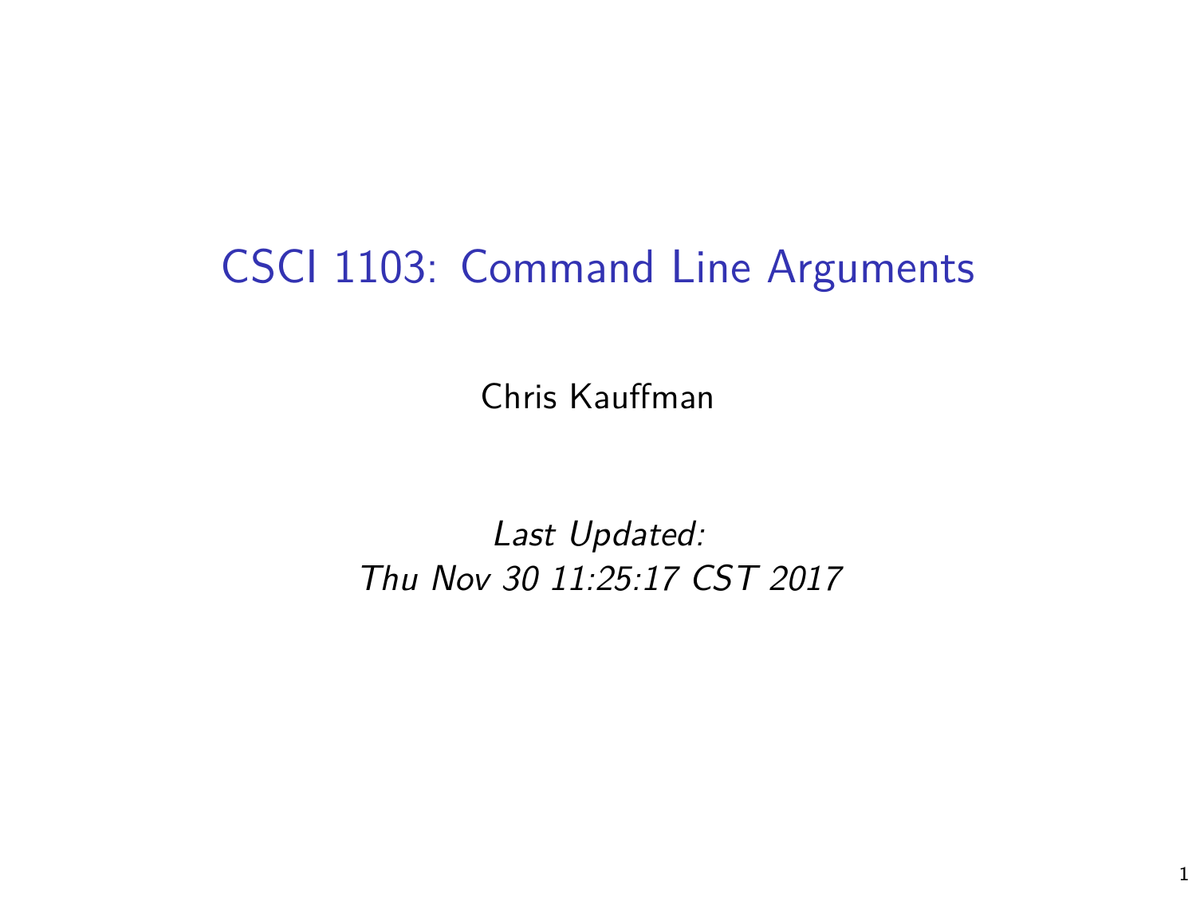# CSCI 1103: Command Line Arguments

Chris Kauffman

*Last Updated:*
*Thu Nov 30 11:25:17 CST 2017*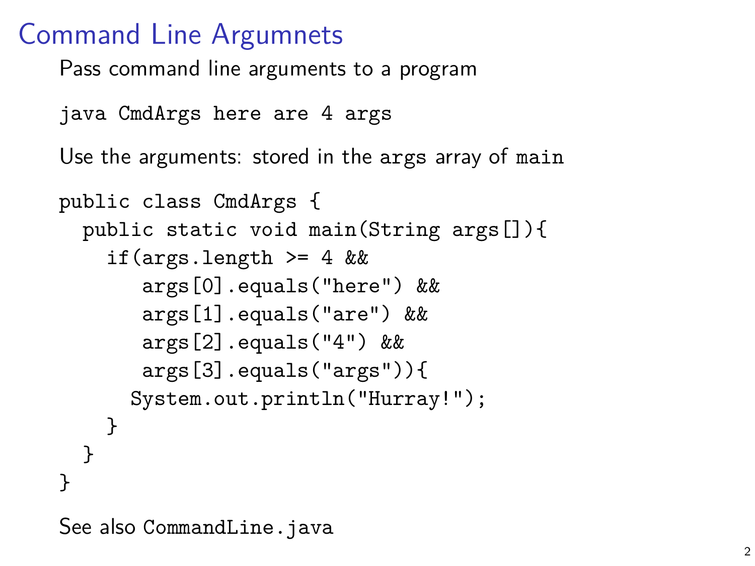# Command Line Argumnets

Pass command line arguments to a program

```
java CmdArgs here are 4 args
```

Use the arguments: stored in the `args` array of `main`

```
public class CmdArgs {
  public static void main(String args[]){
    if(args.length >= 4 &&
       args[0].equals("here") &&
       args[1].equals("are") &&
       args[2].equals("4") &&
       args[3].equals("args")){
      System.out.println("Hurray!");
    }
  }
}
```

See also `CommandLine.java`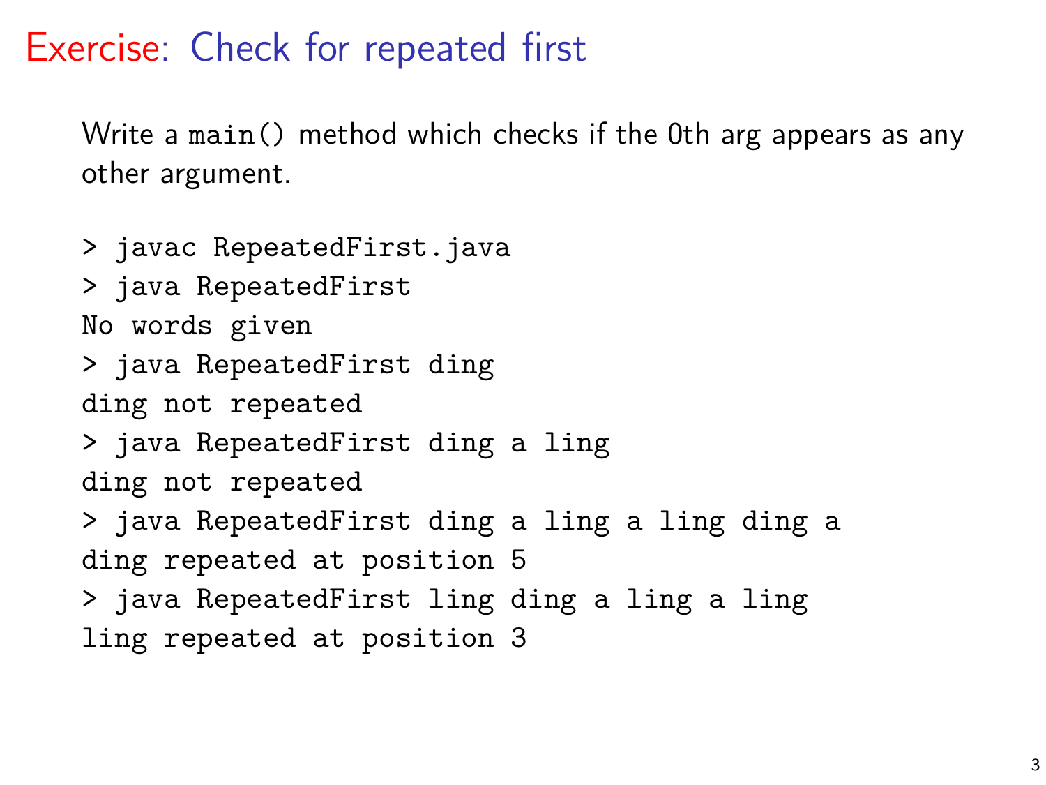# Exercise: Check for repeated first

Write a `main()` method which checks if the 0th arg appears as any other argument.

```
> javac RepeatedFirst.java
> java RepeatedFirst
No words given
> java RepeatedFirst ding
ding not repeated
> java RepeatedFirst ding a ling
ding not repeated
> java RepeatedFirst ding a ling a ling ding a
ding repeated at position 5
> java RepeatedFirst ling ding a ling a ling
ling repeated at position 3
```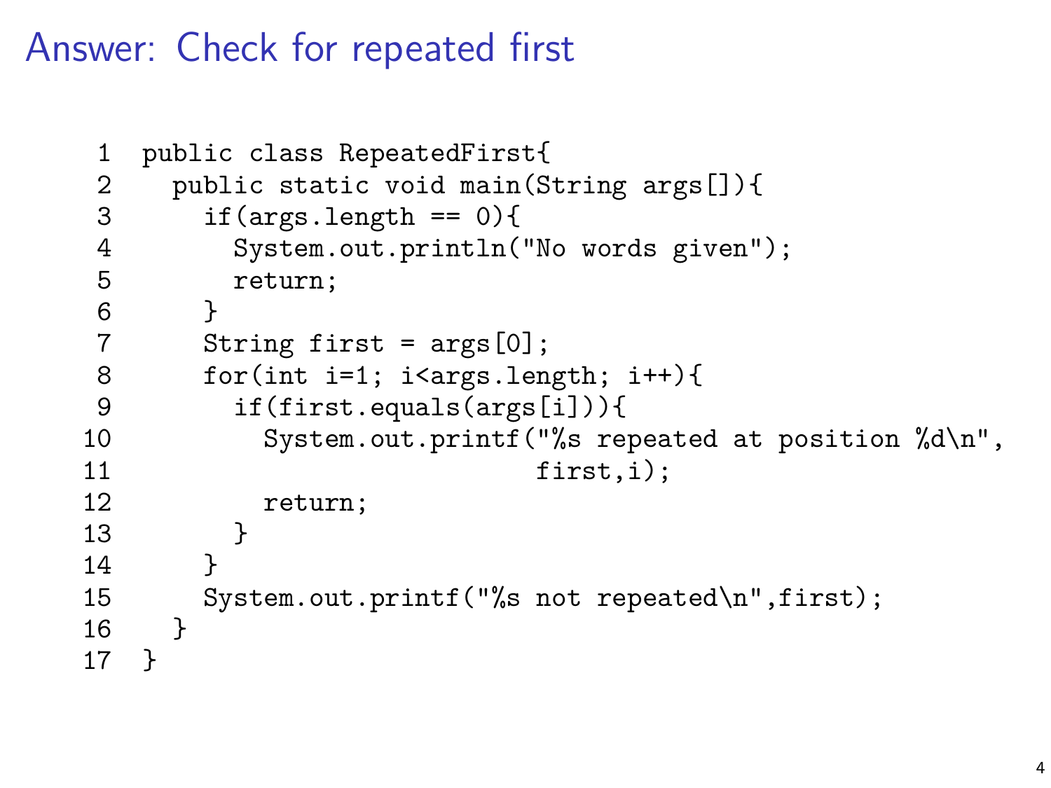# Answer: Check for repeated first

```java
public class RepeatedFirst{
  public static void main(String args[]){
    if(args.length == 0){
      System.out.println("No words given");
      return;
    }
    String first = args[0];
    for(int i=1; i<args.length; i++){
      if(first.equals(args[i])){
        System.out.printf("%s repeated at position %d\n",
                          first,i);
        return;
      }
    }
    System.out.printf("%s not repeated\n",first);
  }
}
```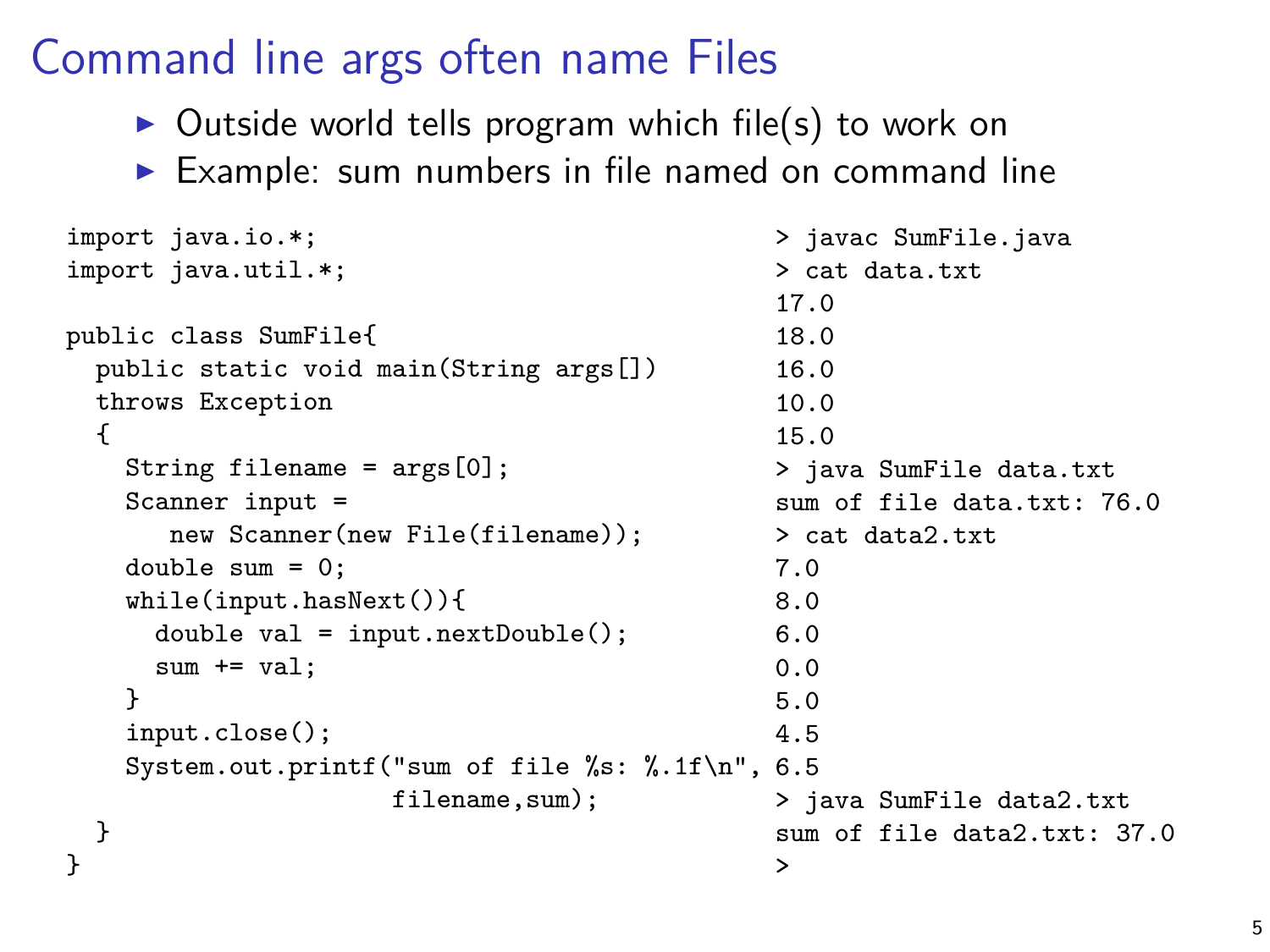# Command line args often name Files

- Outside world tells program which file(s) to work on
- Example: sum numbers in file named on command line

```java
import java.io.*;
import java.util.*;

public class SumFile{
  public static void main(String args[])
  throws Exception
  {
    String filename = args[0];
    Scanner input =
       new Scanner(new File(filename));
    double sum = 0;
    while(input.hasNext()){
      double val = input.nextDouble();
      sum += val;
    }
    input.close();
    System.out.printf("sum of file %s: %.1f\n",
                      filename,sum);
  }
}
```

```
> javac SumFile.java
> cat data.txt
17.0
18.0
16.0
10.0
15.0
> java SumFile data.txt
sum of file data.txt: 76.0
> cat data2.txt
7.0
8.0
6.0
0.0
5.0
4.5
6.5
> java SumFile data2.txt
sum of file data2.txt: 37.0
>
```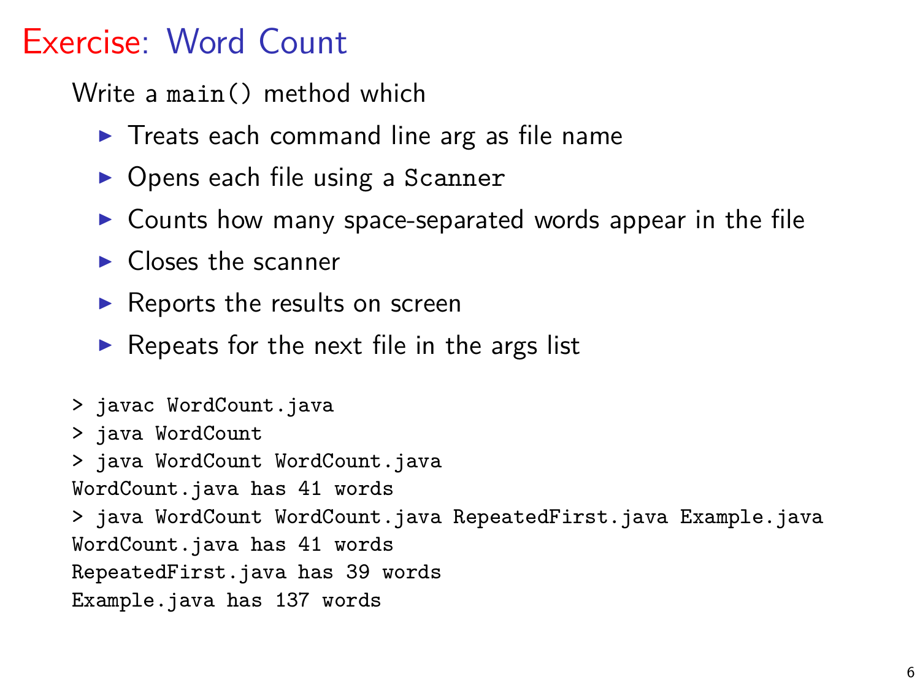# Exercise: Word Count

Write a `main()` method which

- Treats each command line arg as file name
- Opens each file using a `Scanner`
- Counts how many space-separated words appear in the file
- Closes the scanner
- Reports the results on screen
- Repeats for the next file in the args list

```
> javac WordCount.java
> java WordCount
> java WordCount WordCount.java
WordCount.java has 41 words
> java WordCount WordCount.java RepeatedFirst.java Example.java
WordCount.java has 41 words
RepeatedFirst.java has 39 words
Example.java has 137 words
```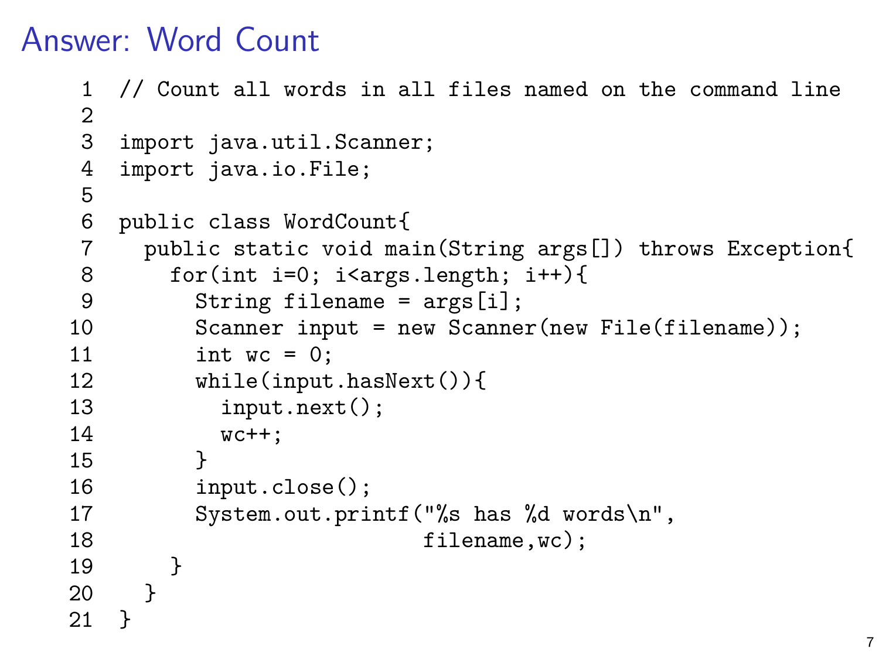# Answer: Word Count

```
1  // Count all words in all files named on the command line
2
3  import java.util.Scanner;
4  import java.io.File;
5
6  public class WordCount{
7    public static void main(String args[]) throws Exception{
8      for(int i=0; i<args.length; i++){
9        String filename = args[i];
10       Scanner input = new Scanner(new File(filename));
11       int wc = 0;
12       while(input.hasNext()){
13         input.next();
14         wc++;
15       }
16       input.close();
17       System.out.printf("%s has %d words\n",
18                         filename,wc);
19     }
20   }
21 }
```